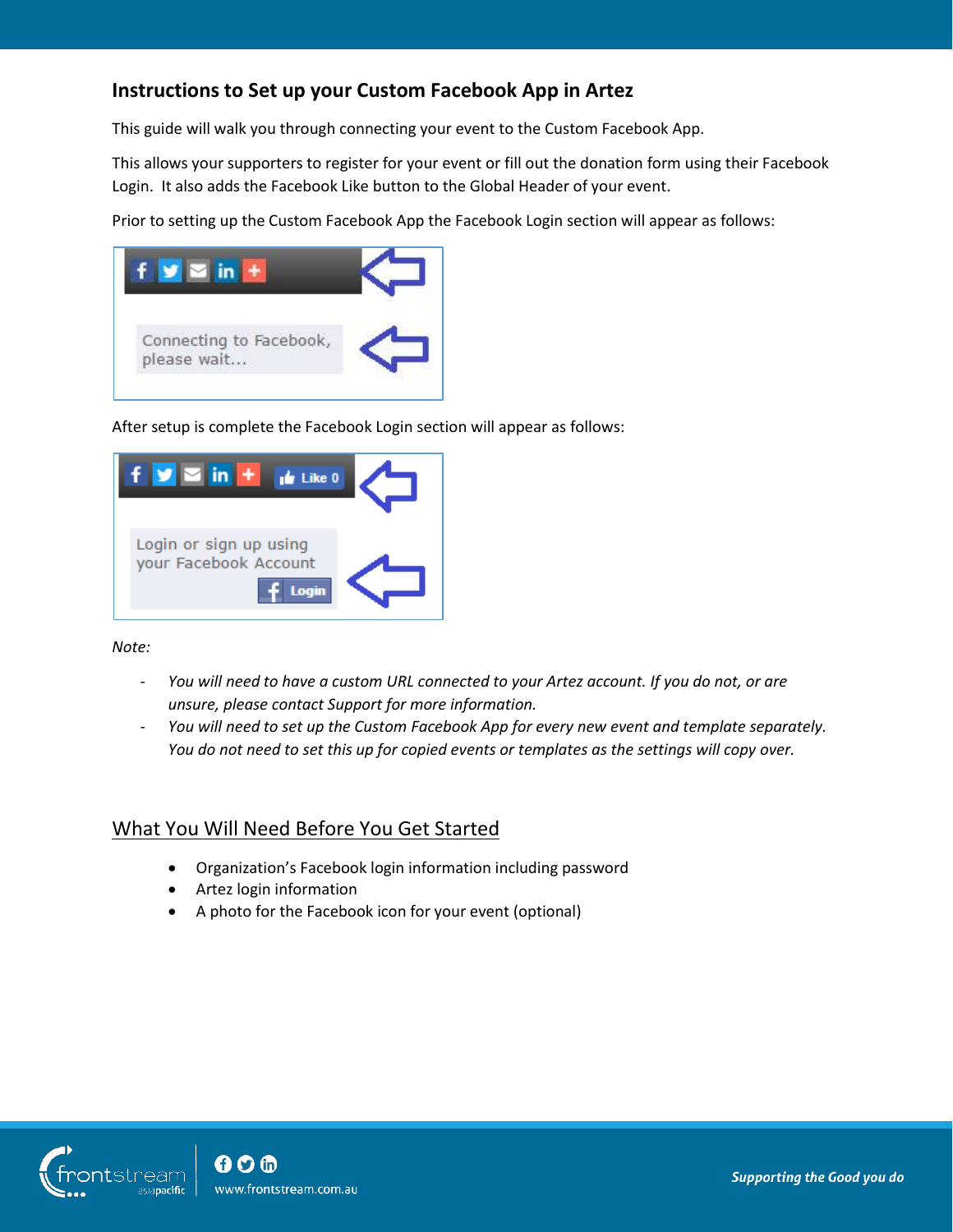## Instructions to Set up your Custom Facebook App in Artez

This guide will walk you through connecting your event to the Custom Facebook App.

This allows your supporters to register for your event or fill out the donation form using their Facebook Login. It also adds the Facebook Like button to the Global Header of your event.

Prior to setting up the Custom Facebook App the Facebook Login section will appear as follows:

After setup is complete the Facebook Login section will appear as follows:

*Note:*

- *You will need to have a custom URL connected to your Artez account. If you do not, or are unsure, please contact Support for more information.*
- *You will need to set up the Custom Facebook App for every new event and template separately. You do not need to set this up for copied events or templates as the settings will copy over.*

## What You Will Need Before You Get Started

- Organization's Facebook login information including password
- Artez login information
- A photo for the Facebook icon for your event (optional)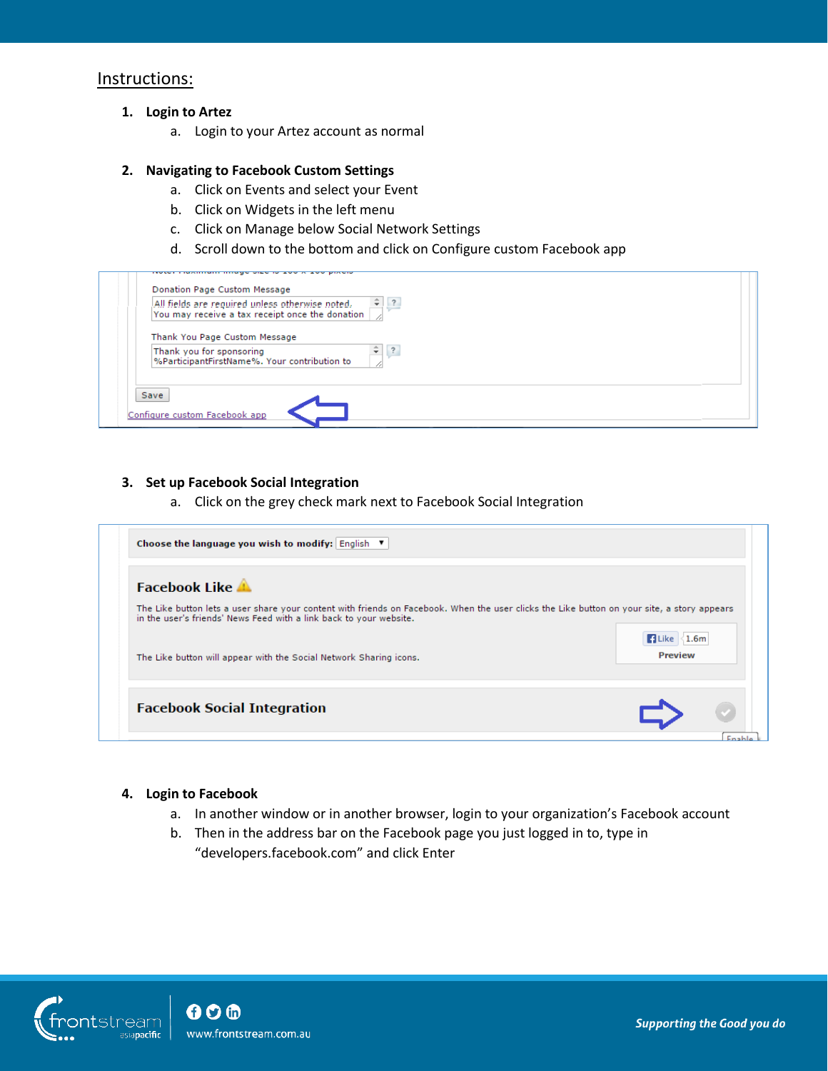## Instructions:

1. **Login to Artez**
   a. Login to your Artez account as normal

2. **Navigating to Facebook Custom Settings**
   a. Click on Events and select your Event
   b. Click on Widgets in the left menu
   c. Click on Manage below Social Network Settings
   d. Scroll down to the bottom and click on Configure custom Facebook app

3. **Set up Facebook Social Integration**
   a. Click on the grey check mark next to Facebook Social Integration

4. **Login to Facebook**
   a. In another window or in another browser, login to your organization's Facebook account
   b. Then in the address bar on the Facebook page you just logged in to, type in "developers.facebook.com" and click Enter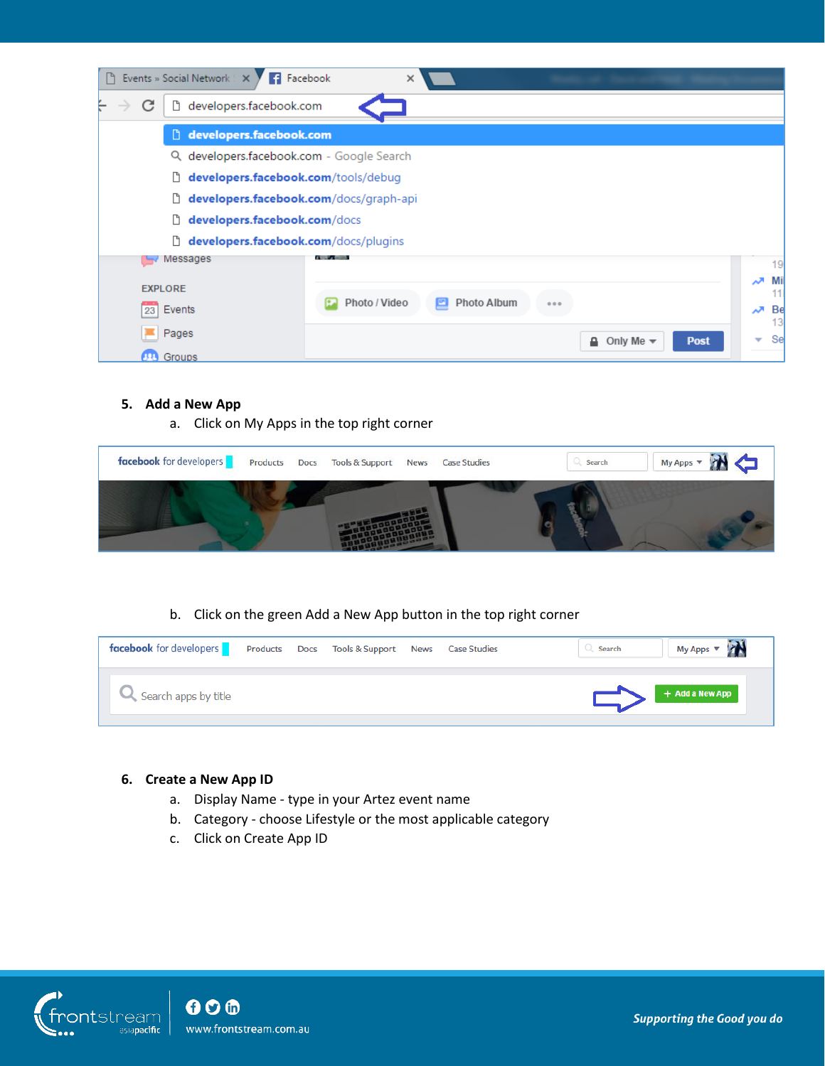5. **Add a New App**
    a. Click on My Apps in the top right corner

    b. Click on the green Add a New App button in the top right corner

6. **Create a New App ID**
    a. Display Name - type in your Artez event name
    b. Category - choose Lifestyle or the most applicable category
    c. Click on Create App ID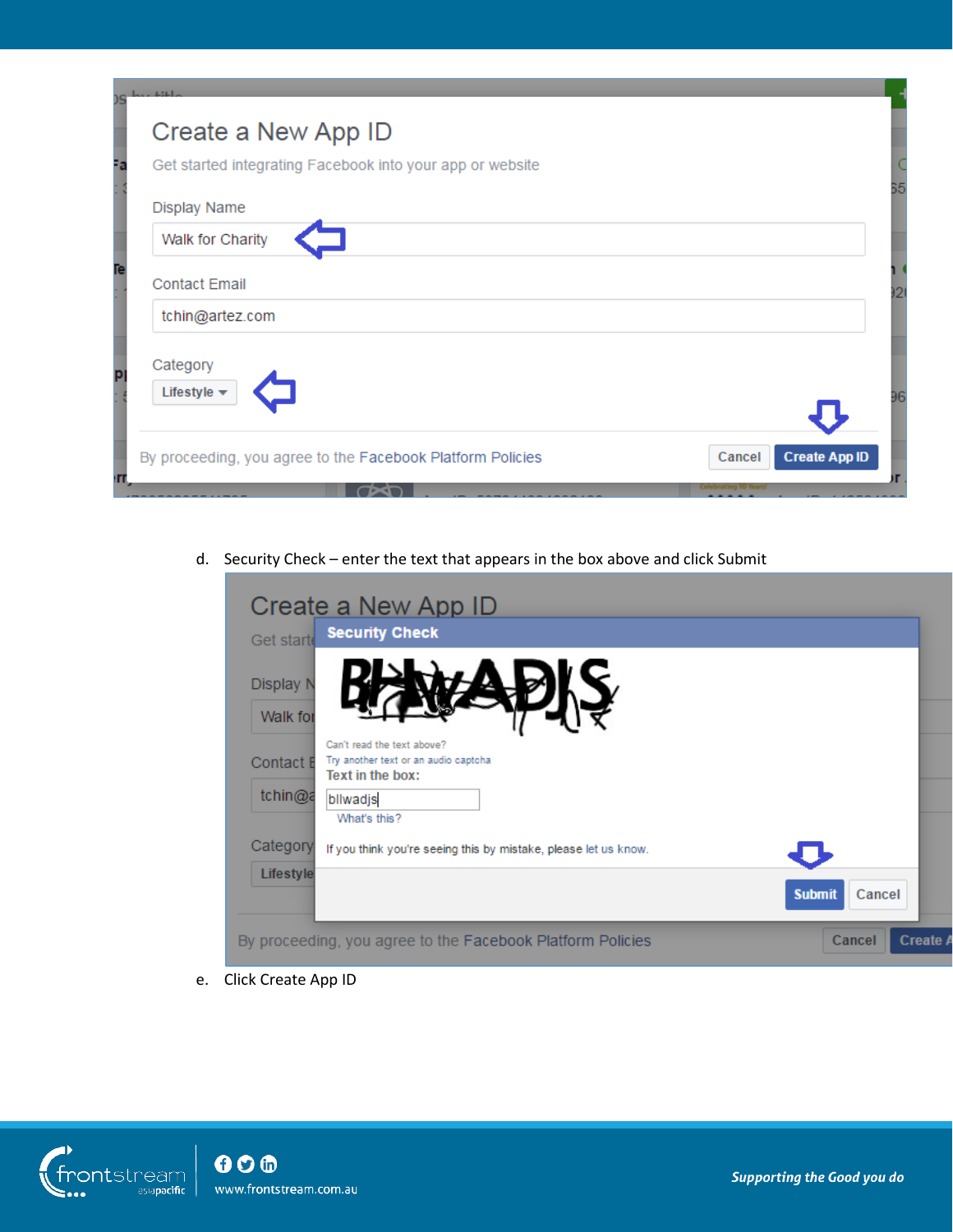d. Security Check – enter the text that appears in the box above and click Submit

e. Click Create App ID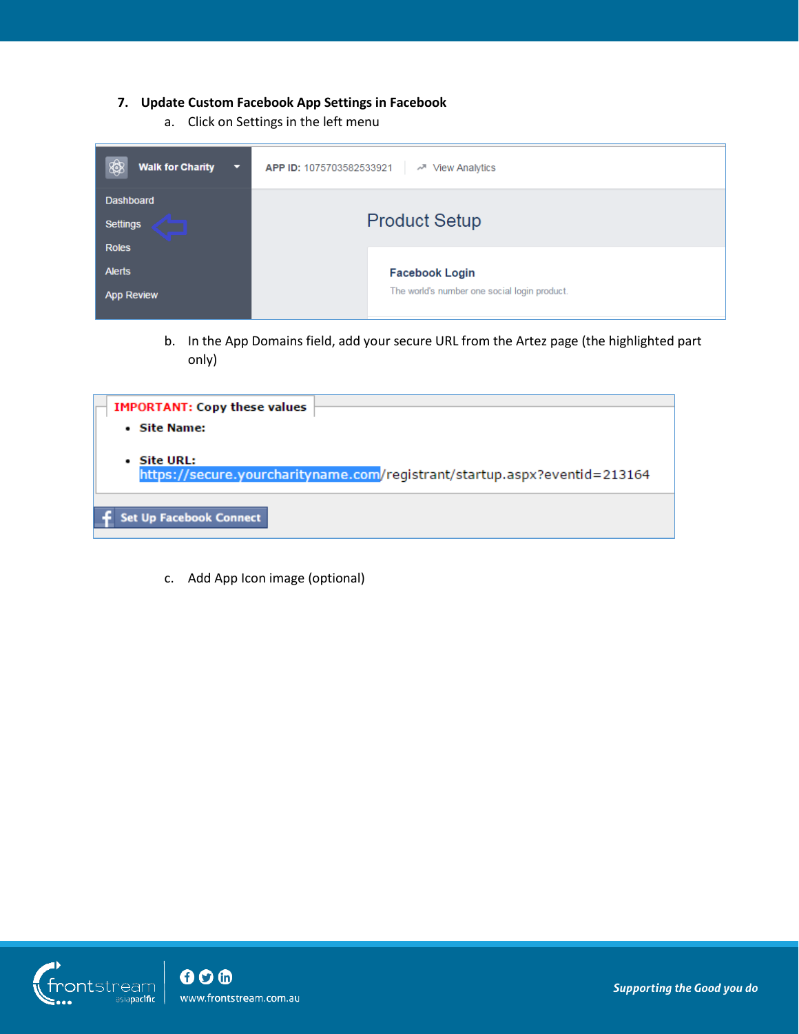7. **Update Custom Facebook App Settings in Facebook**

   a. Click on Settings in the left menu

   b. In the App Domains field, add your secure URL from the Artez page (the highlighted part only)

   c. Add App Icon image (optional)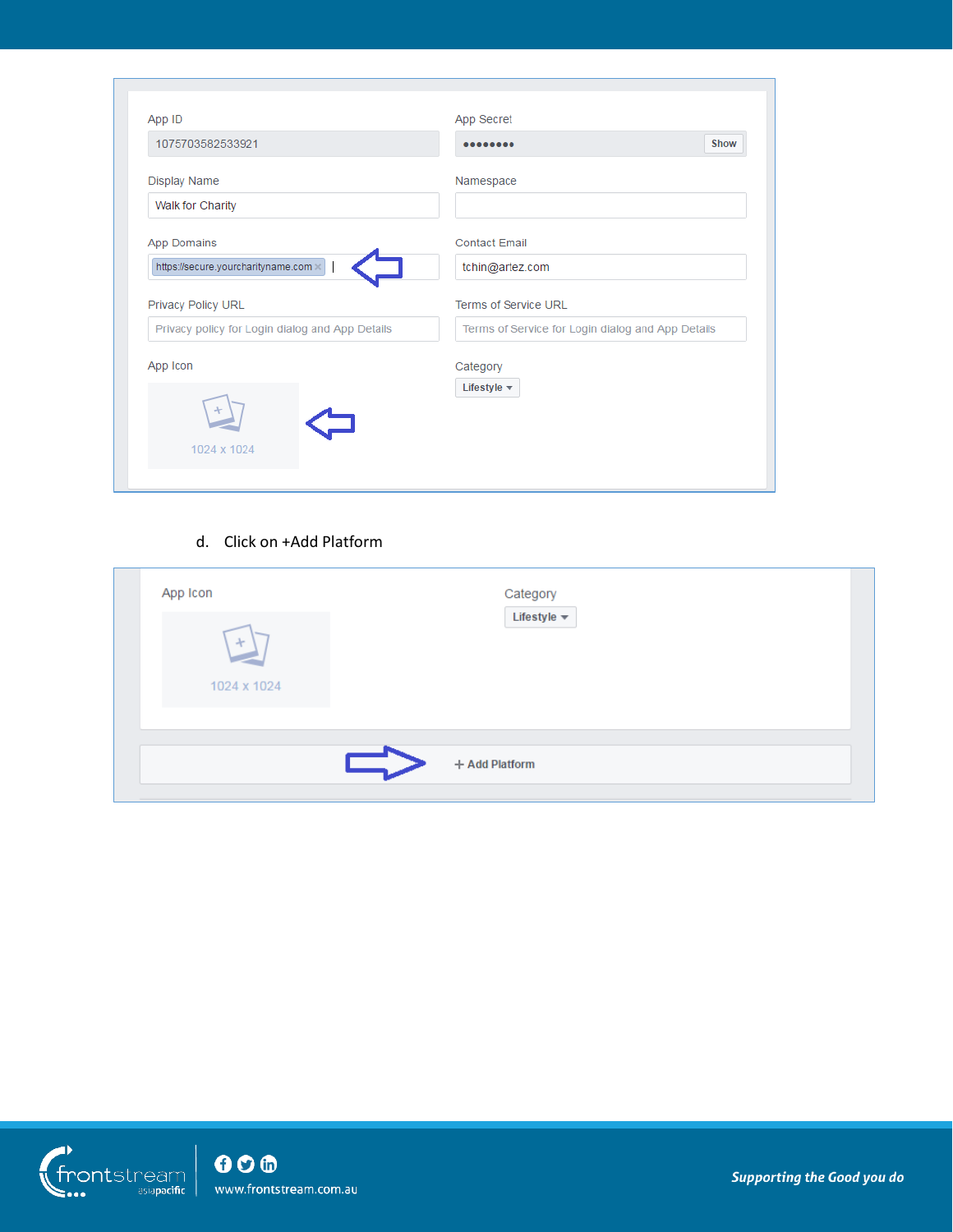App ID
1075703582533921

App Secret
•••••••• Show

Display Name
Walk for Charity

Namespace

App Domains
https://secure.yourcharityname.com

Contact Email
tchin@artez.com

Privacy Policy URL
Privacy policy for Login dialog and App Details

Terms of Service URL
Terms of Service for Login dialog and App Details

App Icon
1024 x 1024

Category
Lifestyle

d. Click on +Add Platform

App Icon
1024 x 1024

Category
Lifestyle

+ Add Platform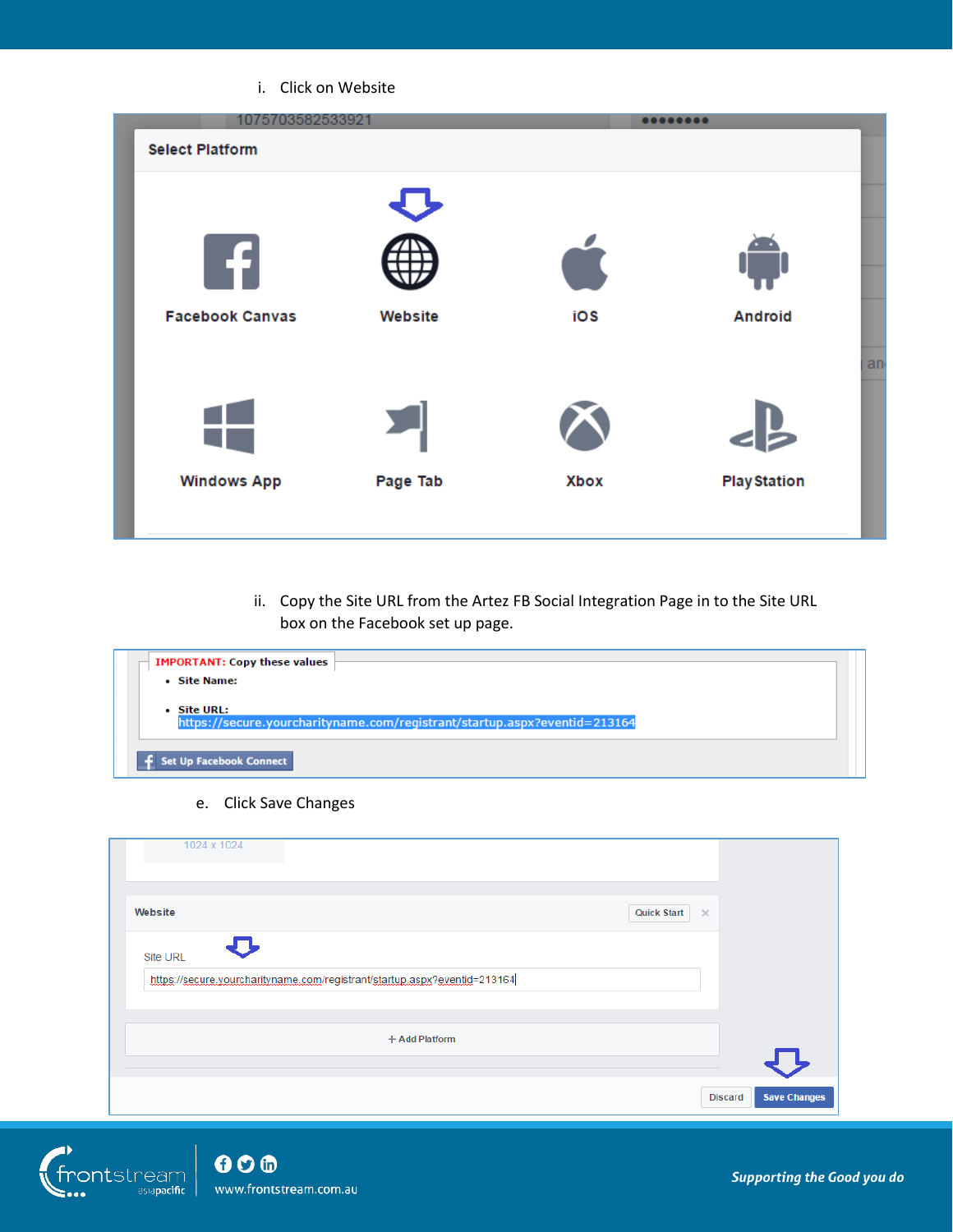i. Click on Website

ii. Copy the Site URL from the Artez FB Social Integration Page in to the Site URL box on the Facebook set up page.

e. Click Save Changes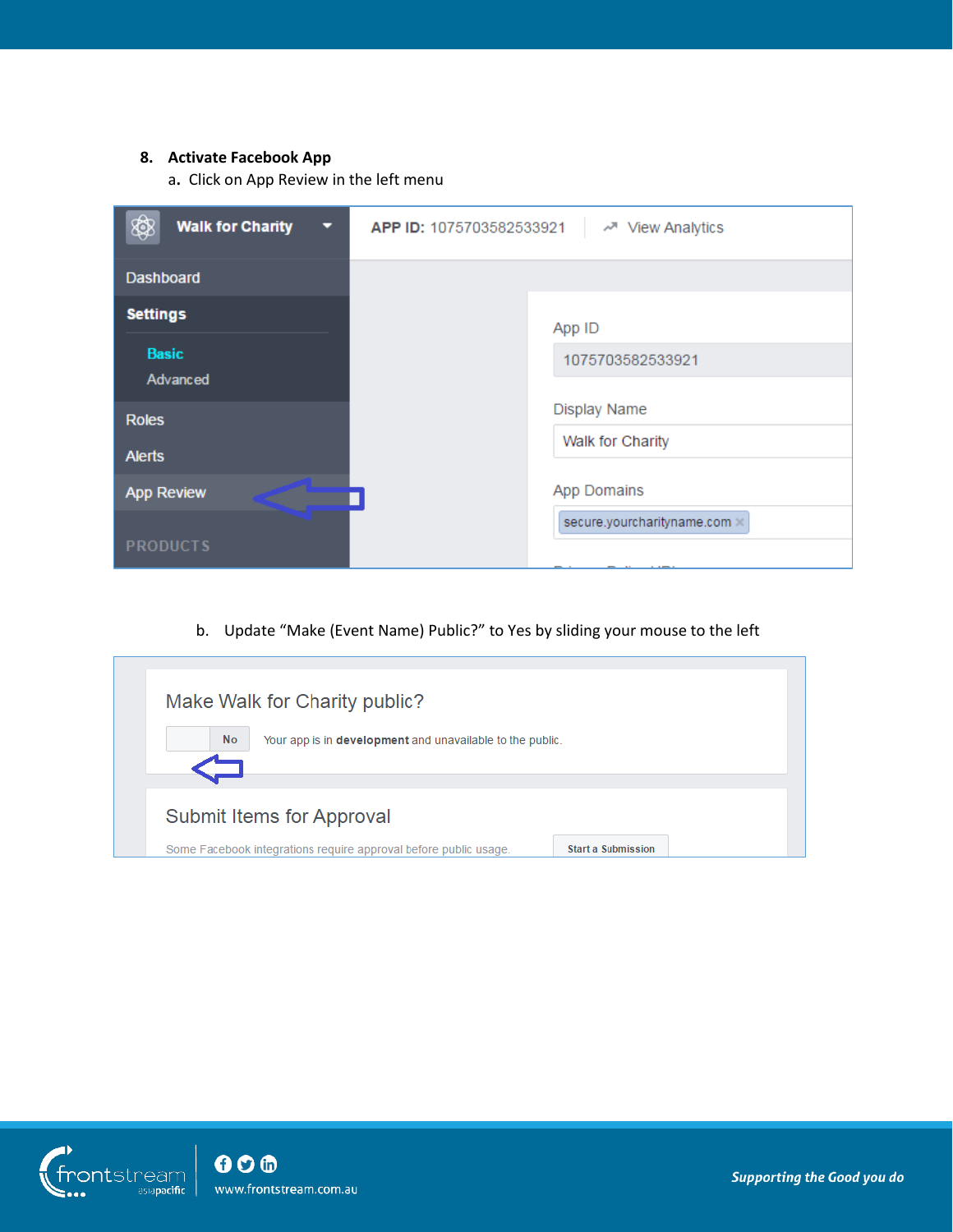8. **Activate Facebook App**

   a. Click on App Review in the left menu

   b. Update "Make (Event Name) Public?" to Yes by sliding your mouse to the left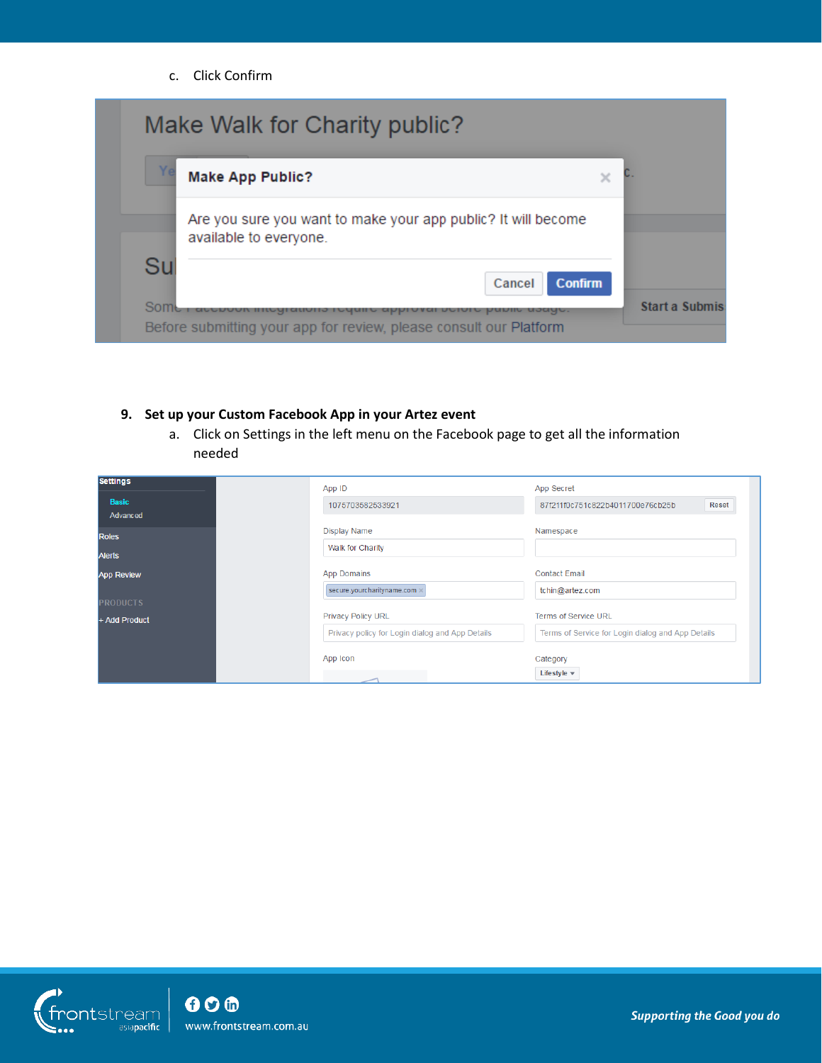c. Click Confirm

9. **Set up your Custom Facebook App in your Artez event**

   a. Click on Settings in the left menu on the Facebook page to get all the information needed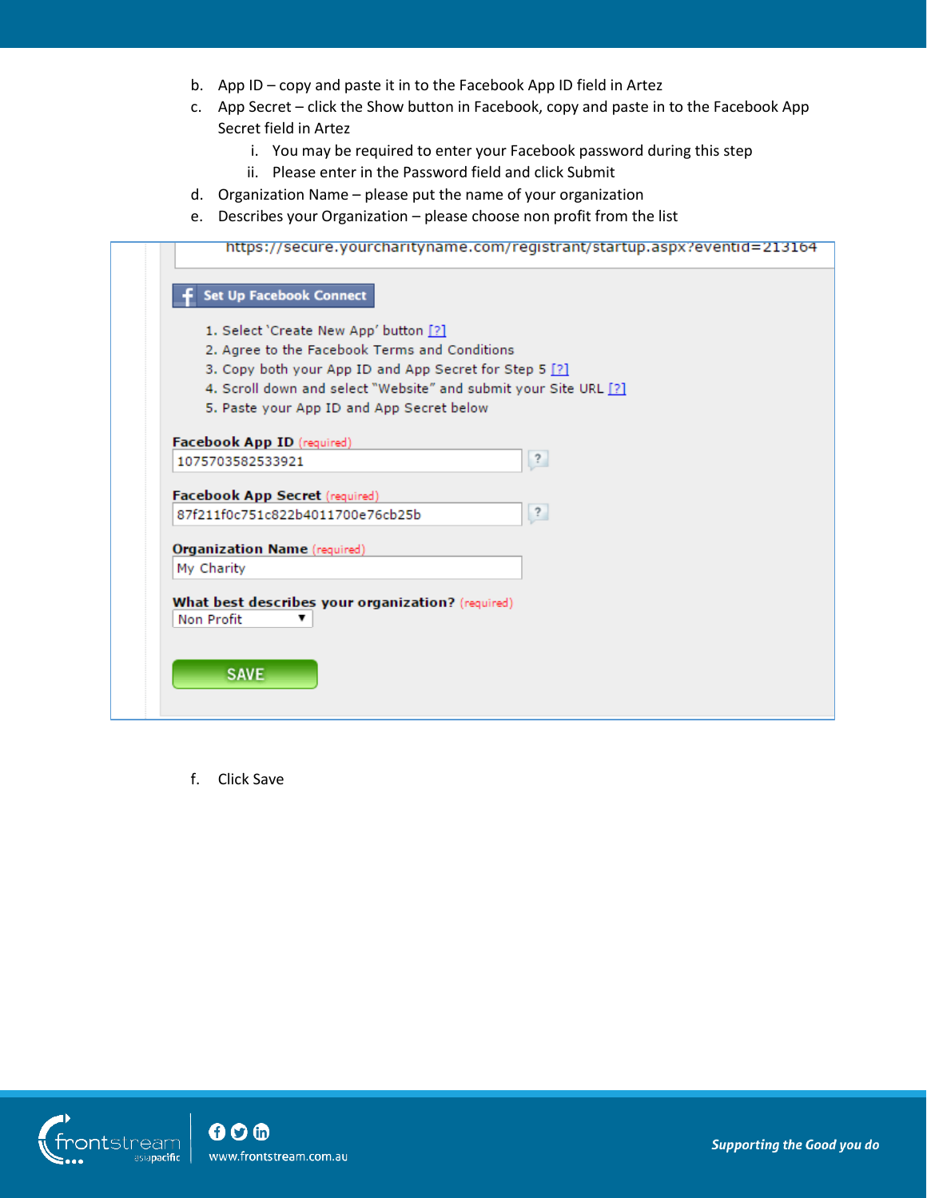b. App ID – copy and paste it in to the Facebook App ID field in Artez
c. App Secret – click the Show button in Facebook, copy and paste in to the Facebook App Secret field in Artez
    i. You may be required to enter your Facebook password during this step
    ii. Please enter in the Password field and click Submit
d. Organization Name – please put the name of your organization
e. Describes your Organization – please choose non profit from the list

https://secure.yourcharityname.com/registrant/startup.aspx?eventid=213164

**Set Up Facebook Connect**

1. Select 'Create New App' button [?]
2. Agree to the Facebook Terms and Conditions
3. Copy both your App ID and App Secret for Step 5 [?]
4. Scroll down and select "Website" and submit your Site URL [?]
5. Paste your App ID and App Secret below

**Facebook App ID** (required)
1075703582533921

**Facebook App Secret** (required)
87f211f0c751c822b4011700e76cb25b

**Organization Name** (required)
My Charity

**What best describes your organization?** (required)
Non Profit

SAVE

f. Click Save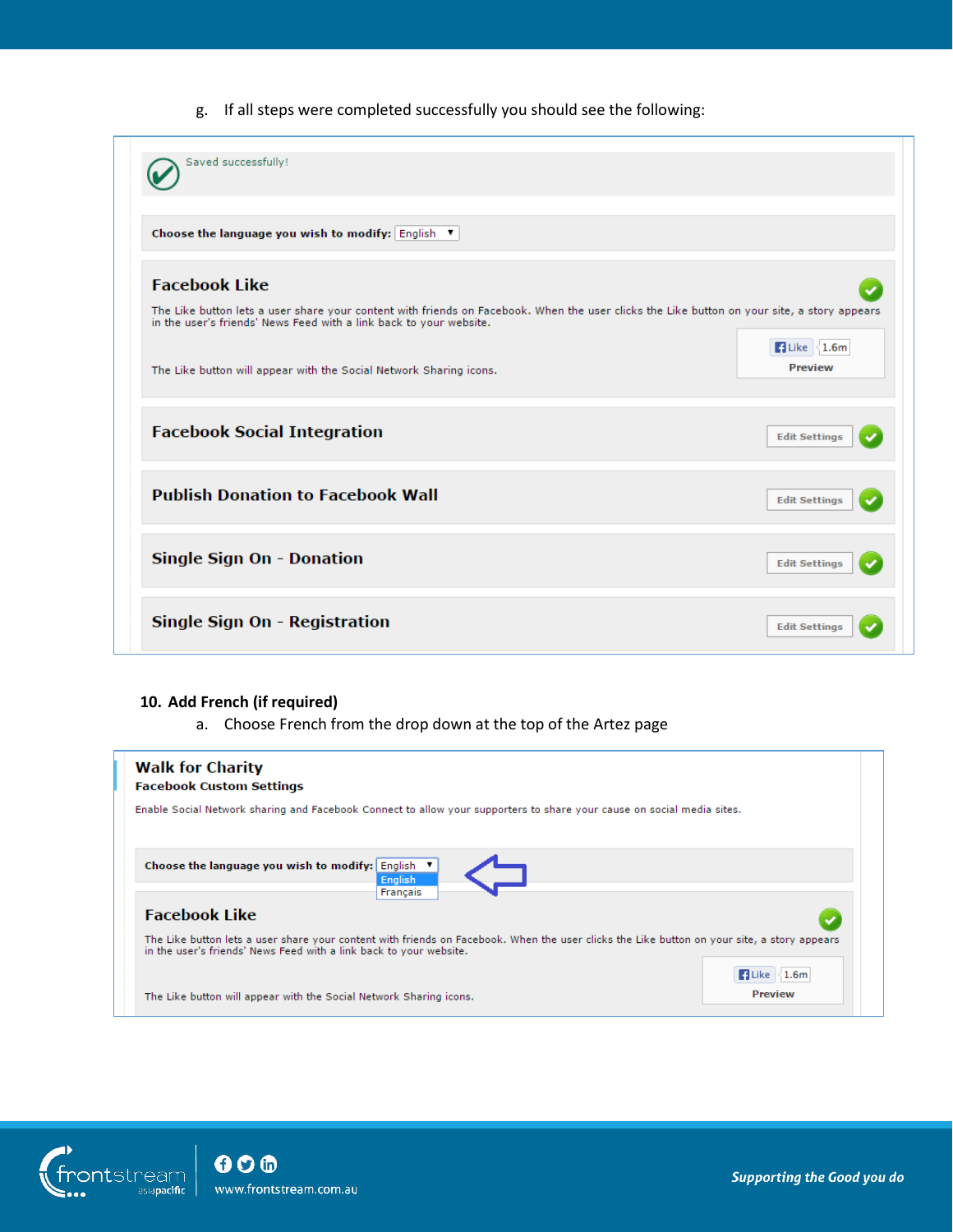g. If all steps were completed successfully you should see the following:

Saved successfully!

Choose the language you wish to modify: English

**Facebook Like**

The Like button lets a user share your content with friends on Facebook. When the user clicks the Like button on your site, a story appears in the user's friends' News Feed with a link back to your website.

Like 1.6m

Preview

The Like button will appear with the Social Network Sharing icons.

**Facebook Social Integration** — Edit Settings

**Publish Donation to Facebook Wall** — Edit Settings

**Single Sign On - Donation** — Edit Settings

**Single Sign On - Registration** — Edit Settings

**10. Add French (if required)**

a. Choose French from the drop down at the top of the Artez page

**Walk for Charity**

**Facebook Custom Settings**

Enable Social Network sharing and Facebook Connect to allow your supporters to share your cause on social media sites.

Choose the language you wish to modify: English

English

Français

**Facebook Like**

The Like button lets a user share your content with friends on Facebook. When the user clicks the Like button on your site, a story appears in the user's friends' News Feed with a link back to your website.

Like 1.6m

Preview

The Like button will appear with the Social Network Sharing icons.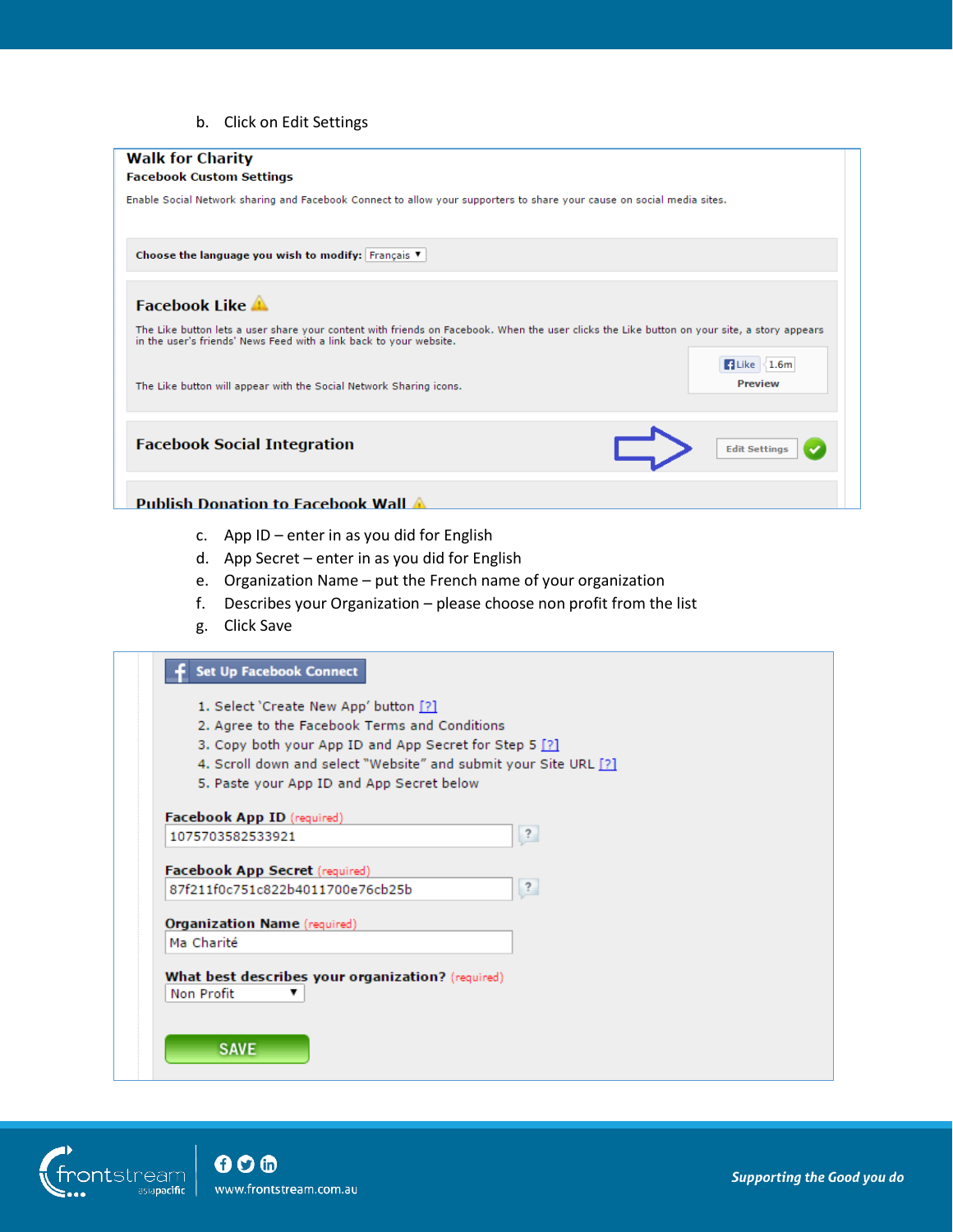b. Click on Edit Settings

**Walk for Charity**
**Facebook Custom Settings**

Enable Social Network sharing and Facebook Connect to allow your supporters to share your cause on social media sites.

**Choose the language you wish to modify:** Français

**Facebook Like**

The Like button lets a user share your content with friends on Facebook. When the user clicks the Like button on your site, a story appears in the user's friends' News Feed with a link back to your website.

The Like button will appear with the Social Network Sharing icons.

Like 1.6m
Preview

**Facebook Social Integration** Edit Settings

**Publish Donation to Facebook Wall**

c. App ID – enter in as you did for English
d. App Secret – enter in as you did for English
e. Organization Name – put the French name of your organization
f. Describes your Organization – please choose non profit from the list
g. Click Save

**Set Up Facebook Connect**

1. Select 'Create New App' button [?]
2. Agree to the Facebook Terms and Conditions
3. Copy both your App ID and App Secret for Step 5 [?]
4. Scroll down and select "Website" and submit your Site URL [?]
5. Paste your App ID and App Secret below

**Facebook App ID** (required)
1075703582533921

**Facebook App Secret** (required)
87f211f0c751c822b4011700e76cb25b

**Organization Name** (required)
Ma Charité

**What best describes your organization?** (required)
Non Profit

SAVE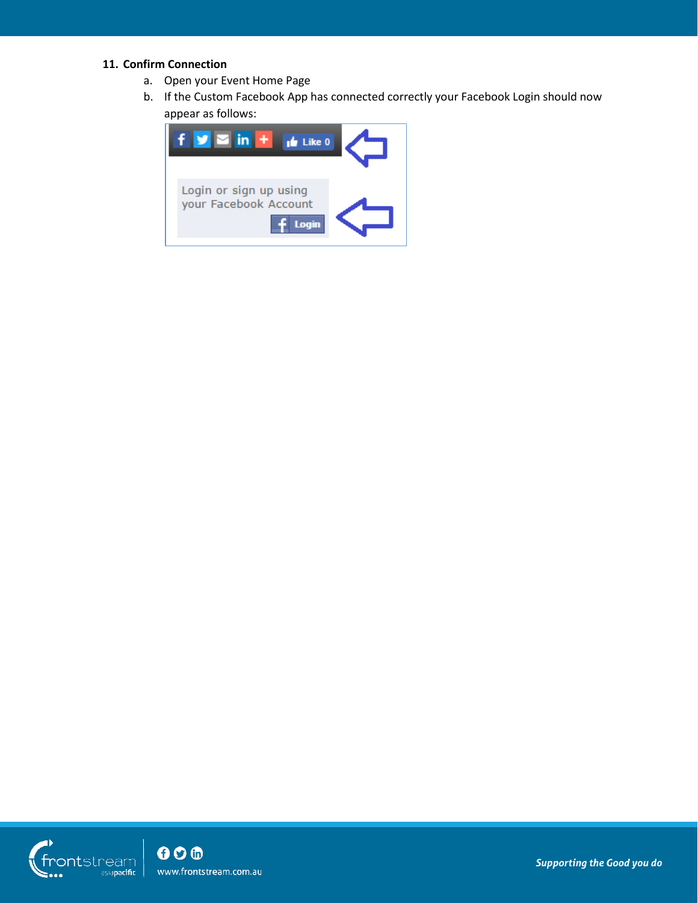**11. Confirm Connection**

a. Open your Event Home Page

b. If the Custom Facebook App has connected correctly your Facebook Login should now appear as follows: